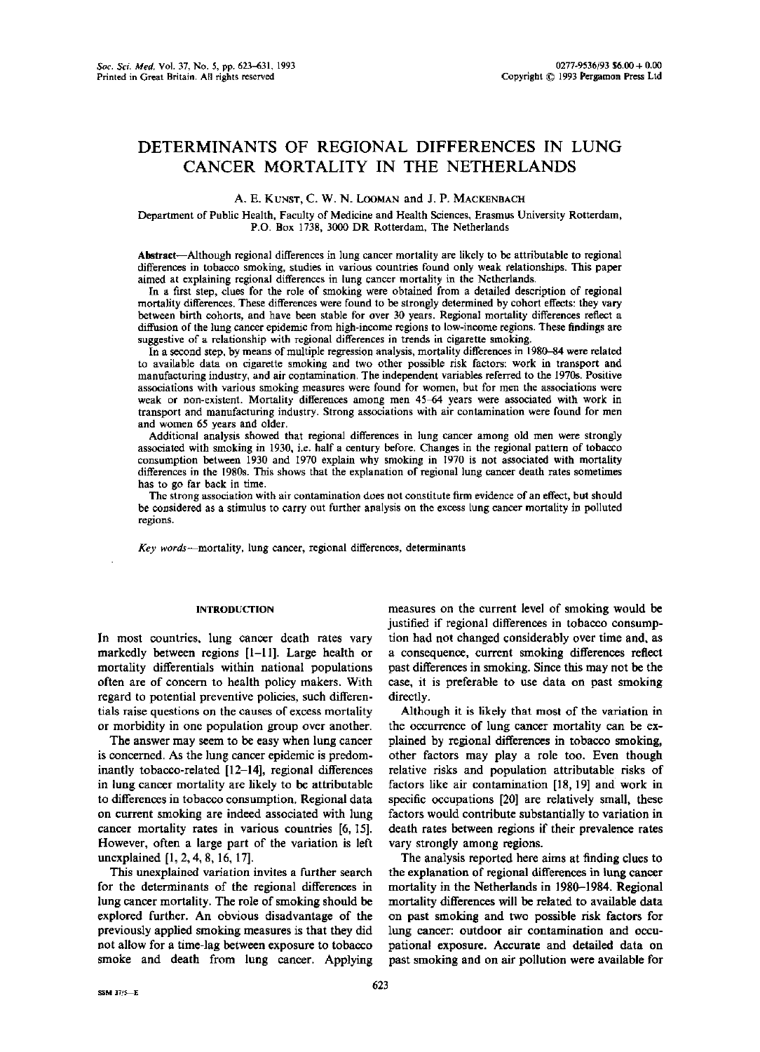# DETERMINANTS OF REGIONAL DIFFERENCES IN LUNG CANCER MORTALITY IN THE NETHERLANDS

A. E. KUNST, C. W. N. LOOMAN and J. P. MACKENBACH

Department of Public Health, Faculty of Medicine and Health Sciences, Erasmus University Rotterdam, P.O. Box 1738, 3000 DR Rotterdam, The Netherlands

**Abstract**—Although regional differences in lung cancer mortality are likely to be attributable to regional differences in tobacco smoking, studies in various countries found only weak relationships. This paper aimed at explaining regional differences in lung cancer mortality in the Netherlands.

In a first step, clues for the role of smoking were obtained from a detailed description of regional mortality differences. These differences were found to be strongly determined by cohort effects: they vary between birth cohorts, and have been stable for over 30 years. Regional mortality differences reflect a diffusion of the lung cancer epidemic from high-income regions to low-income regions. These findings are suggestive of a relationship with regional differences in trends in cigarette smoking.

In a second step, by means of multiple regression analysis, mortality differences in 1980–84 were related to available data on cigarette smoking and two other possible risk factors: work in transport and manufacturing industry, and air contamination. The independent variables referred to the 1970s. Positive associations with various smoking measures were found for women, but for men the associations were weak or non-existent. Mortality differences among men 45–64 years were associated with work in transport and manufacturing industry. Strong associations with air contamination were found for men and women 65 years and older.

Additional analysis showed that regional differences in lung cancer among old men were strongly associated with smoking in 1930, i.e. half a century before. Changes in the regional pattern of tobacco consumption between 1930 and 1970 explain why smoking in 1970 is not associated with mortality differences in the 1980s. This shows that the explanation of regional lung cancer death rates sometimes has to go far back in time.

The strong association with air contamination does not constitute firm evidence of an effect, but should be considered as a stimulus to carry out further analysis on the excess lung cancer mortality in polluted regions.

*Key words*—mortality, lung cancer, regional differences, determinants

## INTRODUCTION

In most countries, lung cancer death rates vary markedly between regions [1–11]. Large health or mortality differentials within national populations often are of concern to health policy makers. With regard to potential preventive policies, such differentials raise questions on the causes of excess mortality or morbidity in one population group over another.

The answer may seem to be easy when lung cancer is concerned. As the lung cancer epidemic is predominantly tobacco-related [12–14], regional differences in lung cancer mortality are likely to be attributable to differences in tobacco consumption. Regional data on current smoking are indeed associated with lung cancer mortality rates in various countries [6, 15]. However, often a large part of the variation is left unexplained [1, 2, 4, 8, 16, 17].

This unexplained variation invites a further search for the determinants of the regional differences in lung cancer mortality. The role of smoking should be explored further. An obvious disadvantage of the previously applied smoking measures is that they did not allow for a time-lag between exposure to tobacco smoke and death from lung cancer. Applying measures on the current level of smoking would be justified if regional differences in tobacco consumption had not changed considerably over time and, as a consequence, current smoking differences reflect past differences in smoking. Since this may not be the case, it is preferable to use data on past smoking directly.

Although it is likely that most of the variation in the occurrence of lung cancer mortality can be explained by regional differences in tobacco smoking, other factors may play a role too. Even though relative risks and population attributable risks of factors like air contamination [18, 19] and work in specific occupations [20] are relatively small, these factors would contribute substantially to variation in death rates between regions if their prevalence rates vary strongly among regions.

The analysis reported here aims at finding clues to the explanation of regional differences in lung cancer mortality in the Netherlands in 1980–1984. Regional mortality differences will be related to available data on past smoking and two possible risk factors for lung cancer: outdoor air contamination and occupational exposure. Accurate and detailed data on past smoking and on air pollution were available for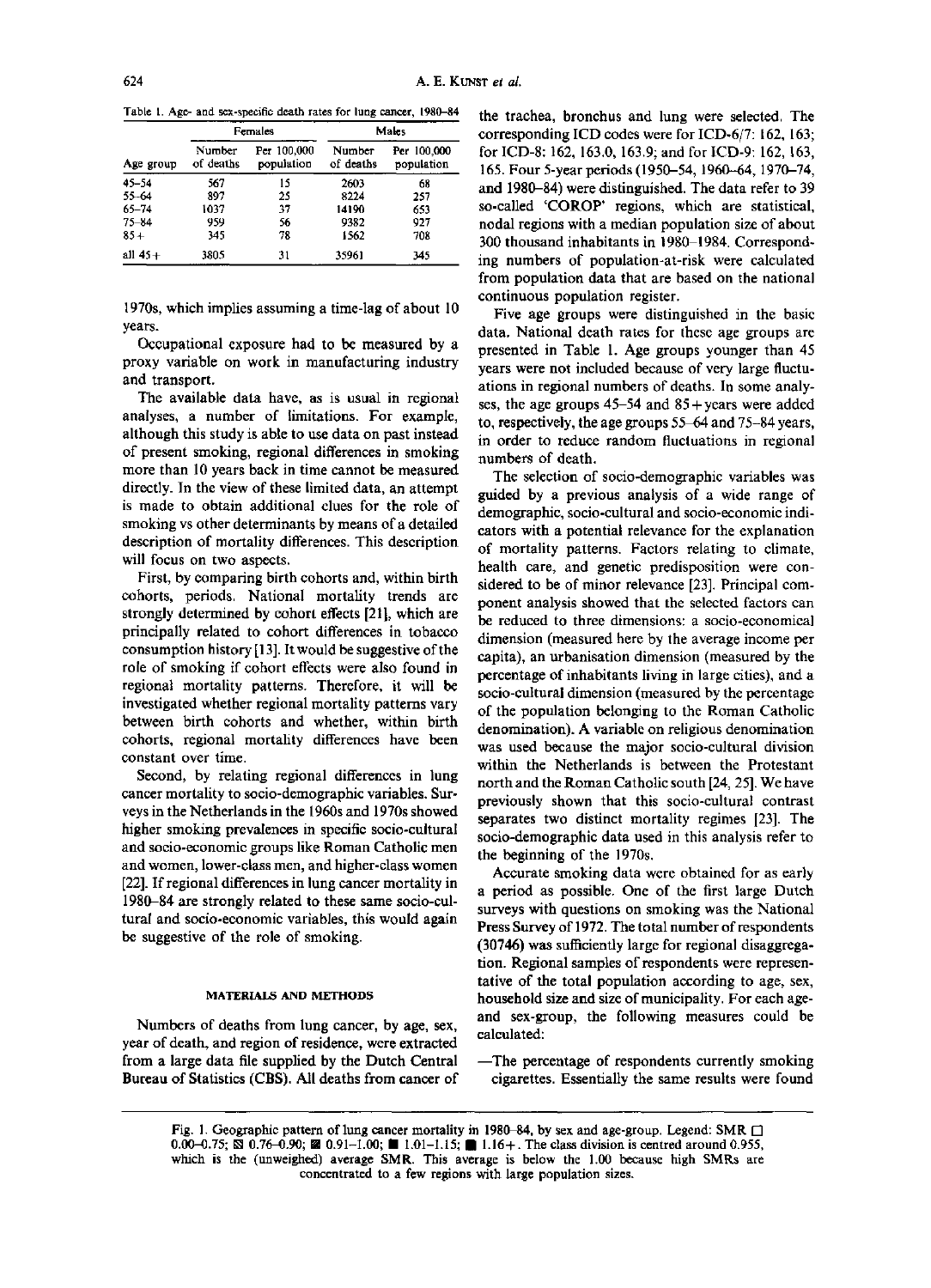Table 1. Age- and sex-specific death rates for lung cancer, 1980–84

| | Females | | Males | |
|---|---|---|---|---|
| Age group | Number of deaths | Per 100,000 population | Number of deaths | Per 100,000 population |
| 45–54 | 567 | 15 | 2603 | 68 |
| 55–64 | 897 | 25 | 8224 | 257 |
| 65–74 | 1037 | 37 | 14190 | 653 |
| 75–84 | 959 | 56 | 9382 | 927 |
| 85+ | 345 | 78 | 1562 | 708 |
| all 45+ | 3805 | 31 | 35961 | 345 |

1970s, which implies assuming a time-lag of about 10 years.

Occupational exposure had to be measured by a proxy variable on work in manufacturing industry and transport.

The available data have, as is usual in regional analyses, a number of limitations. For example, although this study is able to use data on past instead of present smoking, regional differences in smoking more than 10 years back in time cannot be measured directly. In the view of these limited data, an attempt is made to obtain additional clues for the role of smoking vs other determinants by means of a detailed description of mortality differences. This description will focus on two aspects.

First, by comparing birth cohorts and, within birth cohorts, periods. National mortality trends are strongly determined by cohort effects [21], which are principally related to cohort differences in tobacco consumption history [13]. It would be suggestive of the role of smoking if cohort effects were also found in regional mortality patterns. Therefore, it will be investigated whether regional mortality patterns vary between birth cohorts and whether, within birth cohorts, regional mortality differences have been constant over time.

Second, by relating regional differences in lung cancer mortality to socio-demographic variables. Surveys in the Netherlands in the 1960s and 1970s showed higher smoking prevalences in specific socio-cultural and socio-economic groups like Roman Catholic men and women, lower-class men, and higher-class women [22]. If regional differences in lung cancer mortality in 1980–84 are strongly related to these same socio-cultural and socio-economic variables, this would again be suggestive of the role of smoking.

## MATERIALS AND METHODS

Numbers of deaths from lung cancer, by age, sex, year of death, and region of residence, were extracted from a large data file supplied by the Dutch Central Bureau of Statistics (CBS). All deaths from cancer of the trachea, bronchus and lung were selected. The corresponding ICD codes were for ICD-6/7: 162, 163; for ICD-8: 162, 163.0, 163.9; and for ICD-9: 162, 163, 165. Four 5-year periods (1950–54, 1960–64, 1970–74, and 1980–84) were distinguished. The data refer to 39 so-called 'COROP' regions, which are statistical, nodal regions with a median population size of about 300 thousand inhabitants in 1980–1984. Corresponding numbers of population-at-risk were calculated from population data that are based on the national continuous population register.

Five age groups were distinguished in the basic data. National death rates for these age groups are presented in Table 1. Age groups younger than 45 years were not included because of very large fluctuations in regional numbers of deaths. In some analyses, the age groups 45–54 and 85+ years were added to, respectively, the age groups 55–64 and 75–84 years, in order to reduce random fluctuations in regional numbers of death.

The selection of socio-demographic variables was guided by a previous analysis of a wide range of demographic, socio-cultural and socio-economic indicators with a potential relevance for the explanation of mortality patterns. Factors relating to climate, health care, and genetic predisposition were considered to be of minor relevance [23]. Principal component analysis showed that the selected factors can be reduced to three dimensions: a socio-economical dimension (measured here by the average income per capita), an urbanisation dimension (measured by the percentage of inhabitants living in large cities), and a socio-cultural dimension (measured by the percentage of the population belonging to the Roman Catholic denomination). A variable on religious denomination was used because the major socio-cultural division within the Netherlands is between the Protestant north and the Roman Catholic south [24, 25]. We have previously shown that this socio-cultural contrast separates two distinct mortality regimes [23]. The socio-demographic data used in this analysis refer to the beginning of the 1970s.

Accurate smoking data were obtained for as early a period as possible. One of the first large Dutch surveys with questions on smoking was the National Press Survey of 1972. The total number of respondents (30746) was sufficiently large for regional disaggregation. Regional samples of respondents were representative of the total population according to age, sex, household size and size of municipality. For each age- and sex-group, the following measures could be calculated:

—The percentage of respondents currently smoking cigarettes. Essentially the same results were found

Fig. 1. Geographic pattern of lung cancer mortality in 1980–84, by sex and age-group. Legend: SMR □ 0.00–0.75; ▧ 0.76–0.90; ▨ 0.91–1.00; ■ 1.01–1.15; ■ 1.16+. The class division is centred around 0.955, which is the (unweighed) average SMR. This average is below the 1.00 because high SMRs are concentrated to a few regions with large population sizes.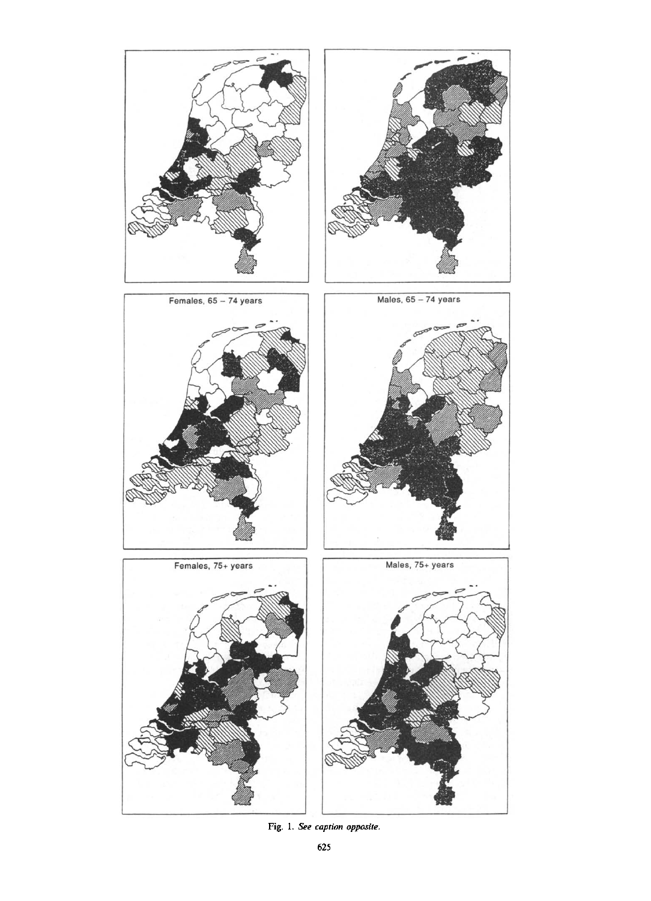Females, 65 – 74 years

Males, 65 – 74 years

Females, 75+ years

Males, 75+ years

Fig. 1. *See caption opposite.*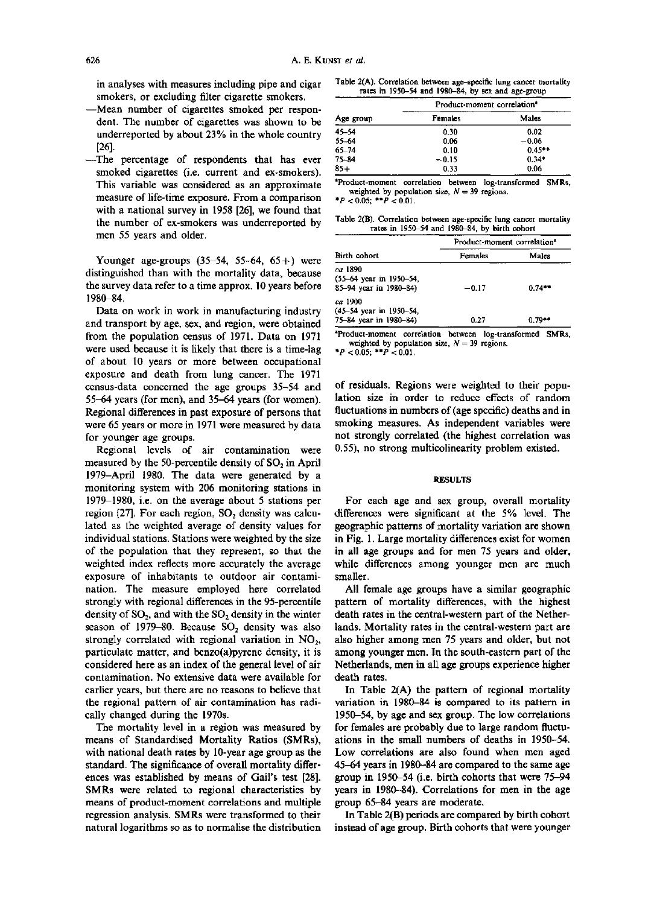in analyses with measures including pipe and cigar smokers, or excluding filter cigarette smokers.

- —Mean number of cigarettes smoked per respondent. The number of cigarettes was shown to be underreported by about 23% in the whole country [26].
- —The percentage of respondents that has ever smoked cigarettes (i.e. current and ex-smokers). This variable was considered as an approximate measure of life-time exposure. From a comparison with a national survey in 1958 [26], we found that the number of ex-smokers was underreported by men 55 years and older.

Younger age-groups (35–54, 55–64, 65+) were distinguished than with the mortality data, because the survey data refer to a time approx. 10 years before 1980–84.

Data on work in work in manufacturing industry and transport by age, sex, and region, were obtained from the population census of 1971. Data on 1971 were used because it is likely that there is a time-lag of about 10 years or more between occupational exposure and death from lung cancer. The 1971 census-data concerned the age groups 35–54 and 55–64 years (for men), and 35–64 years (for women). Regional differences in past exposure of persons that were 65 years or more in 1971 were measured by data for younger age groups.

Regional levels of air contamination were measured by the 50-percentile density of $SO_2$ in April 1979–April 1980. The data were generated by a monitoring system with 206 monitoring stations in 1979–1980, i.e. on the average about 5 stations per region [27]. For each region, $SO_2$ density was calculated as the weighted average of density values for individual stations. Stations were weighted by the size of the population that they represent, so that the weighted index reflects more accurately the average exposure of inhabitants to outdoor air contamination. The measure employed here correlated strongly with regional differences in the 95-percentile density of $SO_2$, and with the $SO_2$ density in the winter season of 1979–80. Because $SO_2$ density was also strongly correlated with regional variation in $NO_2$, particulate matter, and benzo(a)pyrene density, it is considered here as an index of the general level of air contamination. No extensive data were available for earlier years, but there are no reasons to believe that the regional pattern of air contamination has radically changed during the 1970s.

The mortality level in a region was measured by means of Standardised Mortality Ratios (SMRs), with national death rates by 10-year age group as the standard. The significance of overall mortality differences was established by means of Gail's test [28]. SMRs were related to regional characteristics by means of product-moment correlations and multiple regression analysis. SMRs were transformed to their natural logarithms so as to normalise the distribution of residuals. Regions were weighted to their population size in order to reduce effects of random fluctuations in numbers of (age specific) deaths and in smoking measures. As independent variables were not strongly correlated (the highest correlation was 0.55), no strong multicolinearity problem existed.

Table 2(A). Correlation between age-specific lung cancer mortality rates in 1950–54 and 1980–84, by sex and age-group

| Age group | Product-moment correlation[a] | |
|---|---|---|
| | Females | Males |
| 45–54 | 0.30 | 0.02 |
| 55–64 | 0.06 | −0.06 |
| 65–74 | 0.10 | 0.45** |
| 75–84 | −0.15 | 0.34* |
| 85+ | 0.33 | 0.06 |

[a]Product-moment correlation between log-transformed SMRs, weighted by population size, $N = 39$ regions.
$*P < 0.05$; $**P < 0.01$.

Table 2(B). Correlation between age-specific lung cancer mortality rates in 1950–54 and 1980–84, by birth cohort

| Birth cohort | Product-moment correlation[a] | |
|---|---|---|
| | Females | Males |
| ca 1890 (55–64 year in 1950–54, 85–94 year in 1980–84) | −0.17 | 0.74** |
| ca 1900 (45–54 year in 1950–54, 75–84 year in 1980–84) | 0.27 | 0.79** |

[a]Product-moment correlation between log-transformed SMRs, weighted by population size, $N = 39$ regions.
$*P < 0.05$; $**P < 0.01$.

## RESULTS

For each age and sex group, overall mortality differences were significant at the 5% level. The geographic patterns of mortality variation are shown in Fig. 1. Large mortality differences exist for women in all age groups and for men 75 years and older, while differences among younger men are much smaller.

All female age groups have a similar geographic pattern of mortality differences, with the highest death rates in the central-western part of the Netherlands. Mortality rates in the central-western part are also higher among men 75 years and older, but not among younger men. In the south-eastern part of the Netherlands, men in all age groups experience higher death rates.

In Table 2(A) the pattern of regional mortality variation in 1980–84 is compared to its pattern in 1950–54, by age and sex group. The low correlations for females are probably due to large random fluctuations in the small numbers of deaths in 1950–54. Low correlations are also found when men aged 45–64 years in 1980–84 are compared to the same age group in 1950–54 (i.e. birth cohorts that were 75–94 years in 1980–84). Correlations for men in the age group 65–84 years are moderate.

In Table 2(B) periods are compared by birth cohort instead of age group. Birth cohorts that were younger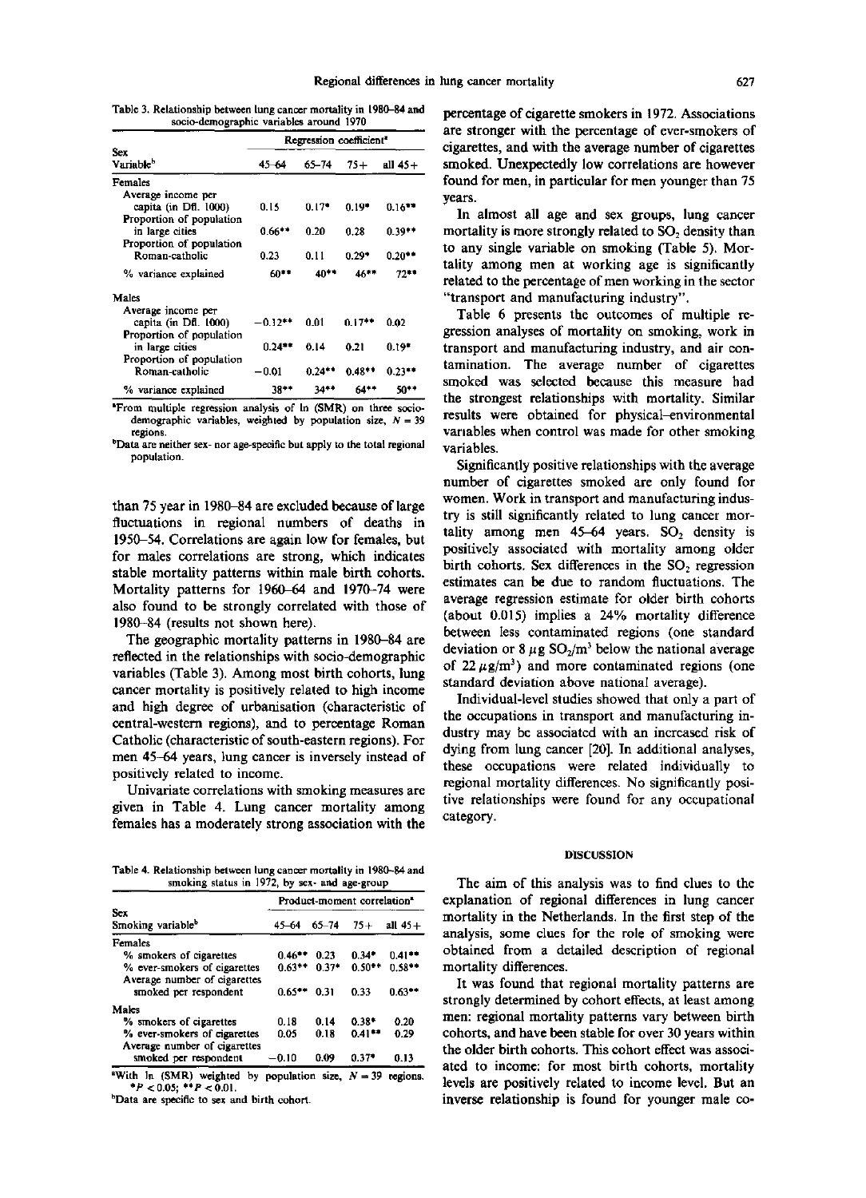Table 3. Relationship between lung cancer mortality in 1980–84 and socio-demographic variables around 1970

| Sex Variable[b] | Regression coefficient[a] | | | |
|---|---|---|---|---|
| | 45–64 | 65–74 | 75+ | all 45+ |
| **Females** | | | | |
| Average income per capita (in Dfl. 1000) | 0.15 | 0.17* | 0.19* | 0.16** |
| Proportion of population in large cities | 0.66** | 0.20 | 0.28 | 0.39** |
| Proportion of population Roman-catholic | 0.23 | 0.11 | 0.29* | 0.20** |
| % variance explained | 60** | 40** | 46** | 72** |
| **Males** | | | | |
| Average income per capita (in Dfl. 1000) | −0.12** | 0.01 | 0.17** | 0.02 |
| Proportion of population in large cities | 0.24** | 0.14 | 0.21 | 0.19* |
| Proportion of population Roman-catholic | −0.01 | 0.24** | 0.48** | 0.23** |
| % variance explained | 38** | 34** | 64** | 50** |

[a]From multiple regression analysis of ln (SMR) on three socio-demographic variables, weighted by population size, $N = 39$ regions.

[b]Data are neither sex- nor age-specific but apply to the total regional population.

than 75 year in 1980–84 are excluded because of large fluctuations in regional numbers of deaths in 1950–54. Correlations are again low for females, but for males correlations are strong, which indicates stable mortality patterns within male birth cohorts. Mortality patterns for 1960–64 and 1970–74 were also found to be strongly correlated with those of 1980–84 (results not shown here).

The geographic mortality patterns in 1980–84 are reflected in the relationships with socio-demographic variables (Table 3). Among most birth cohorts, lung cancer mortality is positively related to high income and high degree of urbanisation (characteristic of central-western regions), and to percentage Roman Catholic (characteristic of south-eastern regions). For men 45–64 years, lung cancer is inversely instead of positively related to income.

Univariate correlations with smoking measures are given in Table 4. Lung cancer mortality among females has a moderately strong association with the percentage of cigarette smokers in 1972. Associations are stronger with the percentage of ever-smokers of cigarettes, and with the average number of cigarettes smoked. Unexpectedly low correlations are however found for men, in particular for men younger than 75 years.

In almost all age and sex groups, lung cancer mortality is more strongly related to $SO_2$ density than to any single variable on smoking (Table 5). Mortality among men at working age is significantly related to the percentage of men working in the sector "transport and manufacturing industry".

Table 6 presents the outcomes of multiple regression analyses of mortality on smoking, work in transport and manufacturing industry, and air contamination. The average number of cigarettes smoked was selected because this measure had the strongest relationships with mortality. Similar results were obtained for physical–environmental variables when control was made for other smoking variables.

Significantly positive relationships with the average number of cigarettes smoked are only found for women. Work in transport and manufacturing industry is still significantly related to lung cancer mortality among men 45–64 years. $SO_2$ density is positively associated with mortality among older birth cohorts. Sex differences in the $SO_2$ regression estimates can be due to random fluctuations. The average regression estimate for older birth cohorts (about 0.015) implies a 24% mortality difference between less contaminated regions (one standard deviation or 8 $\mu g$ $SO_2/m^3$ below the national average of 22 $\mu g/m^3$) and more contaminated regions (one standard deviation above national average).

Individual-level studies showed that only a part of the occupations in transport and manufacturing industry may be associated with an increased risk of dying from lung cancer [20]. In additional analyses, these occupations were related individually to regional mortality differences. No significantly positive relationships were found for any occupational category.

Table 4. Relationship between lung cancer mortality in 1980–84 and smoking status in 1972, by sex- and age-group

| Sex Smoking variable[b] | Product-moment correlation[a] | | | |
|---|---|---|---|---|
| | 45–64 | 65–74 | 75+ | all 45+ |
| **Females** | | | | |
| % smokers of cigarettes | 0.46** | 0.23 | 0.34* | 0.41** |
| % ever-smokers of cigarettes | 0.63** | 0.37* | 0.50** | 0.58** |
| Average number of cigarettes smoked per respondent | 0.65** | 0.31 | 0.33 | 0.63** |
| **Males** | | | | |
| % smokers of cigarettes | 0.18 | 0.14 | 0.38* | 0.20 |
| % ever-smokers of cigarettes | 0.05 | 0.18 | 0.41** | 0.29 |
| Average number of cigarettes smoked per respondent | −0.10 | 0.09 | 0.37* | 0.13 |

[a]With ln (SMR) weighted by population size, $N = 39$ regions. *$P < 0.05$; **$P < 0.01$.

[b]Data are specific to sex and birth cohort.

## DISCUSSION

The aim of this analysis was to find clues to the explanation of regional differences in lung cancer mortality in the Netherlands. In the first step of the analysis, some clues for the role of smoking were obtained from a detailed description of regional mortality differences.

It was found that regional mortality patterns are strongly determined by cohort effects, at least among men: regional mortality patterns vary between birth cohorts, and have been stable for over 30 years within the older birth cohorts. This cohort effect was associated to income: for most birth cohorts, mortality levels are positively related to income level. But an inverse relationship is found for younger male co-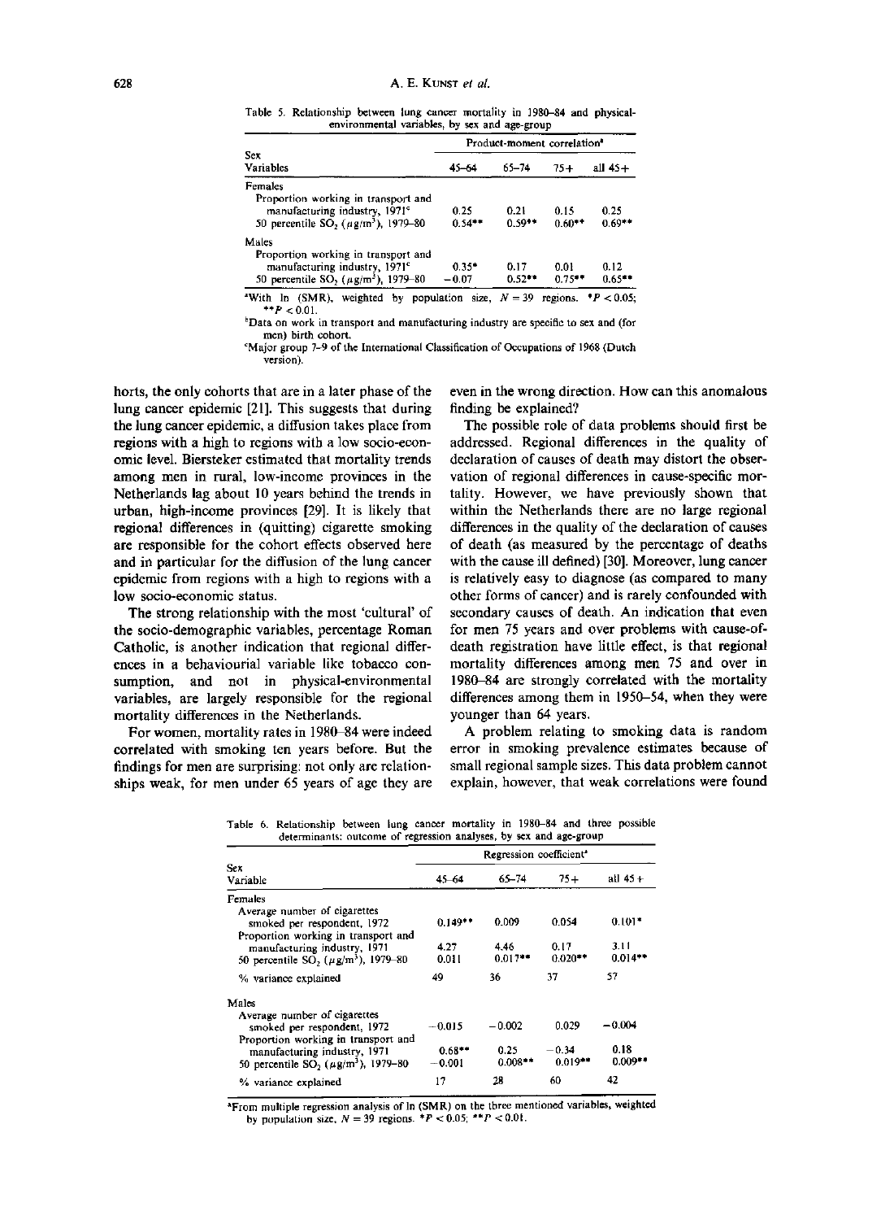Table 5. Relationship between lung cancer mortality in 1980–84 and physical-environmental variables, by sex and age-group

| Sex<br>Variables | Product-moment correlation[a] | | | |
|---|---|---|---|---|
| | 45–64 | 65–74 | 75+ | all 45+ |
| **Females** | | | | |
| Proportion working in transport and manufacturing industry, 1971[c] | 0.25 | 0.21 | 0.15 | 0.25 |
| 50 percentile $SO_2$ ($\mu g/m^3$), 1979–80 | 0.54** | 0.59** | 0.60** | 0.69** |
| **Males** | | | | |
| Proportion working in transport and manufacturing industry, 1971[c] | 0.35* | 0.17 | 0.01 | 0.12 |
| 50 percentile $SO_2$ ($\mu g/m^3$), 1979–80 | −0.07 | 0.52** | 0.75** | 0.65** |

[a]With ln (SMR), weighted by population size, $N = 39$ regions. *$P < 0.05$; **$P < 0.01$.

[b]Data on work in transport and manufacturing industry are specific to sex and (for men) birth cohort.

[c]Major group 7–9 of the International Classification of Occupations of 1968 (Dutch version).

horts, the only cohorts that are in a later phase of the lung cancer epidemic [21]. This suggests that during the lung cancer epidemic, a diffusion takes place from regions with a high to regions with a low socio-economic level. Biersteker estimated that mortality trends among men in rural, low-income provinces in the Netherlands lag about 10 years behind the trends in urban, high-income provinces [29]. It is likely that regional differences in (quitting) cigarette smoking are responsible for the cohort effects observed here and in particular for the diffusion of the lung cancer epidemic from regions with a high to regions with a low socio-economic status.

The strong relationship with the most 'cultural' of the socio-demographic variables, percentage Roman Catholic, is another indication that regional differences in a behavioural variable like tobacco consumption, and not in physical-environmental variables, are largely responsible for the regional mortality differences in the Netherlands.

For women, mortality rates in 1980–84 were indeed correlated with smoking ten years before. But the findings for men are surprising: not only are relationships weak, for men under 65 years of age they are even in the wrong direction. How can this anomalous finding be explained?

The possible role of data problems should first be addressed. Regional differences in the quality of declaration of causes of death may distort the observation of regional differences in cause-specific mortality. However, we have previously shown that within the Netherlands there are no large regional differences in the quality of the declaration of causes of death (as measured by the percentage of deaths with the cause ill defined) [30]. Moreover, lung cancer is relatively easy to diagnose (as compared to many other forms of cancer) and is rarely confounded with secondary causes of death. An indication that even for men 75 years and over problems with cause-of-death registration have little effect, is that regional mortality differences among men 75 and over in 1980–84 are strongly correlated with the mortality differences among them in 1950–54, when they were younger than 64 years.

A problem relating to smoking data is random error in smoking prevalence estimates because of small regional sample sizes. This data problem cannot explain, however, that weak correlations were found

Table 6. Relationship between lung cancer mortality in 1980–84 and three possible determinants: outcome of regression analyses, by sex and age-group

| Sex<br>Variable | Regression coefficient[a] | | | |
|---|---|---|---|---|
| | 45–64 | 65–74 | 75+ | all 45+ |
| **Females** | | | | |
| Average number of cigarettes smoked per respondent, 1972 | 0.149** | 0.009 | 0.054 | 0.101* |
| Proportion working in transport and manufacturing industry, 1971 | 4.27 | 4.46 | 0.17 | 3.11 |
| 50 percentile $SO_2$ ($\mu g/m^3$), 1979–80 | 0.011 | 0.017** | 0.020** | 0.014** |
| % variance explained | 49 | 36 | 37 | 57 |
| **Males** | | | | |
| Average number of cigarettes smoked per respondent, 1972 | −0.015 | −0.002 | 0.029 | −0.004 |
| Proportion working in transport and manufacturing industry, 1971 | 0.68** | 0.25 | −0.34 | 0.18 |
| 50 percentile $SO_2$ ($\mu g/m^3$), 1979–80 | −0.001 | 0.008** | 0.019** | 0.009** |
| % variance explained | 17 | 28 | 60 | 42 |

[a]From multiple regression analysis of ln (SMR) on the three mentioned variables, weighted by population size, $N = 39$ regions. *$P < 0.05$; **$P < 0.01$.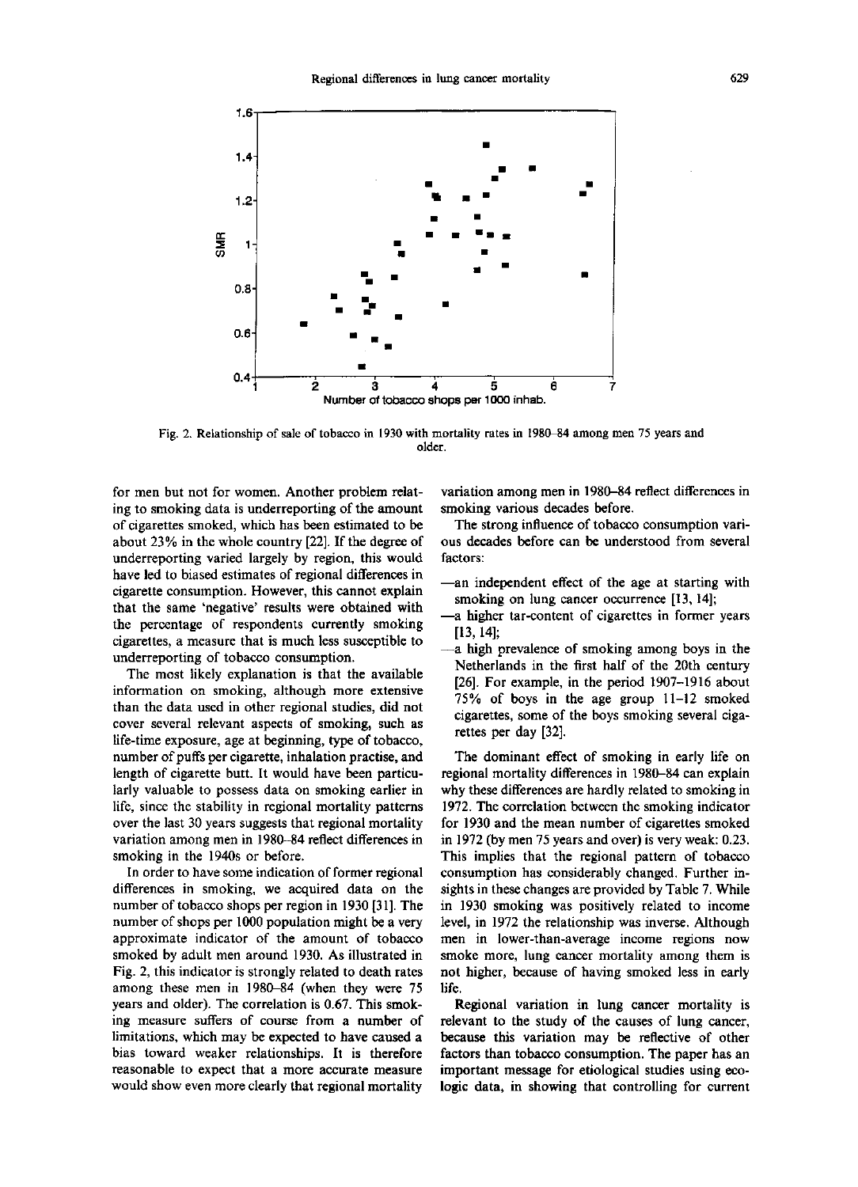Fig. 2. Relationship of sale of tobacco in 1930 with mortality rates in 1980–84 among men 75 years and older.

for men but not for women. Another problem relating to smoking data is underreporting of the amount of cigarettes smoked, which has been estimated to be about 23% in the whole country [22]. If the degree of underreporting varied largely by region, this would have led to biased estimates of regional differences in cigarette consumption. However, this cannot explain that the same 'negative' results were obtained with the percentage of respondents currently smoking cigarettes, a measure that is much less susceptible to underreporting of tobacco consumption.

The most likely explanation is that the available information on smoking, although more extensive than the data used in other regional studies, did not cover several relevant aspects of smoking, such as life-time exposure, age at beginning, type of tobacco, number of puffs per cigarette, inhalation practise, and length of cigarette butt. It would have been particularly valuable to possess data on smoking earlier in life, since the stability in regional mortality patterns over the last 30 years suggests that regional mortality variation among men in 1980–84 reflect differences in smoking in the 1940s or before.

In order to have some indication of former regional differences in smoking, we acquired data on the number of tobacco shops per region in 1930 [31]. The number of shops per 1000 population might be a very approximate indicator of the amount of tobacco smoked by adult men around 1930. As illustrated in Fig. 2, this indicator is strongly related to death rates among these men in 1980–84 (when they were 75 years and older). The correlation is 0.67. This smoking measure suffers of course from a number of limitations, which may be expected to have caused a bias toward weaker relationships. It is therefore reasonable to expect that a more accurate measure would show even more clearly that regional mortality variation among men in 1980–84 reflect differences in smoking various decades before.

The strong influence of tobacco consumption various decades before can be understood from several factors:

- —an independent effect of the age at starting with smoking on lung cancer occurrence [13, 14];
- —a higher tar-content of cigarettes in former years [13, 14];
- —a high prevalence of smoking among boys in the Netherlands in the first half of the 20th century [26]. For example, in the period 1907–1916 about 75% of boys in the age group 11–12 smoked cigarettes, some of the boys smoking several cigarettes per day [32].

The dominant effect of smoking in early life on regional mortality differences in 1980–84 can explain why these differences are hardly related to smoking in 1972. The correlation between the smoking indicator for 1930 and the mean number of cigarettes smoked in 1972 (by men 75 years and over) is very weak: 0.23. This implies that the regional pattern of tobacco consumption has considerably changed. Further insights in these changes are provided by Table 7. While in 1930 smoking was positively related to income level, in 1972 the relationship was inverse. Although men in lower-than-average income regions now smoke more, lung cancer mortality among them is not higher, because of having smoked less in early life.

Regional variation in lung cancer mortality is relevant to the study of the causes of lung cancer, because this variation may be reflective of other factors than tobacco consumption. The paper has an important message for etiological studies using ecologic data, in showing that controlling for current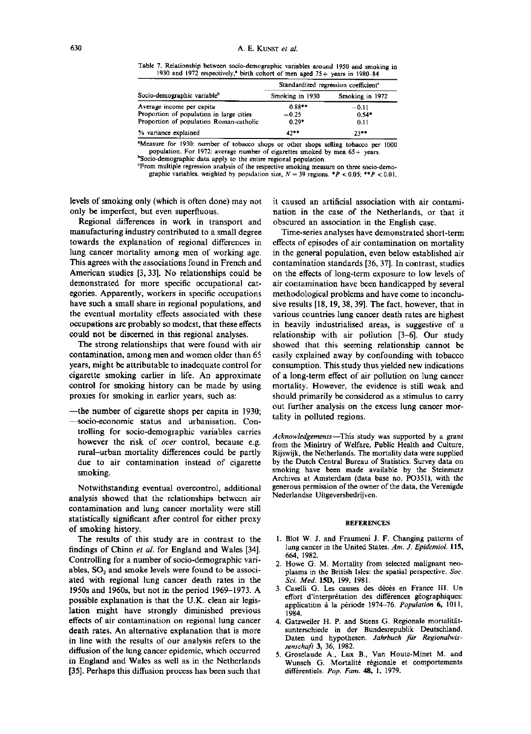Table 7. Relationship between socio-demographic variables around 1950 and smoking in 1930 and 1972 respectively,[a] birth cohort of men aged 75+ years in 1980–84

| Socio-demographic variable[b] | Standardized regression coefficient[c] | |
|---|---|---|
| | Smoking in 1930 | Smoking in 1972 |
| Average income per capita | 0.88** | −0.11 |
| Proportion of population in large cities | −0.25 | 0.54* |
| Proportion of population Roman-catholic | 0.29* | 0.11 |
| % variance explained | 42** | 23** |

[a]Measure for 1930: number of tobacco shops or other shops selling tobacco per 1000 population. For 1972: average number of cigarettes smoked by men 65+ years.
[b]Socio-demographic data apply to the entire regional population.
[c]From multiple regression analysis of the respective smoking measure on three socio-demographic variables, weighted by population size, $N = 39$ regions. *$P < 0.05$; **$P < 0.01$.

levels of smoking only (which is often done) may not only be imperfect, but even superfluous.

Regional differences in work in transport and manufacturing industry contributed to a small degree towards the explanation of regional differences in lung cancer mortality among men of working age. This agrees with the associations found in French and American studies [3, 33]. No relationships could be demonstrated for more specific occupational categories. Apparently, workers in specific occupations have such a small share in regional populations, and the eventual mortality effects associated with these occupations are probably so modest, that these effects could not be discerned in this regional analyses.

The strong relationships that were found with air contamination, among men and women older than 65 years, might be attributable to inadequate control for cigarette smoking earlier in life. An approximate control for smoking history can be made by using proxies for smoking in earlier years, such as:

- the number of cigarette shops per capita in 1930;
- socio-economic status and urbanisation. Controlling for socio-demographic variables carries however the risk of *over* control, because e.g. rural–urban mortality differences could be partly due to air contamination instead of cigarette smoking.

Notwithstanding eventual overcontrol, additional analysis showed that the relationships between air contamination and lung cancer mortality were still statistically significant after control for either proxy of smoking history.

The results of this study are in contrast to the findings of Chinn *et al.* for England and Wales [34]. Controlling for a number of socio-demographic variables, $SO_2$ and smoke levels were found to be associated with regional lung cancer death rates in the 1950s and 1960s, but not in the period 1969–1973. A possible explanation is that the U.K. clean air legislation might have strongly diminished previous effects of air contamination on regional lung cancer death rates. An alternative explanation that is more in line with the results of our analysis refers to the diffusion of the lung cancer epidemic, which occurred in England and Wales as well as in the Netherlands [35]. Perhaps this diffusion process has been such that it caused an artificial association with air contamination in the case of the Netherlands, or that it obscured an association in the English case.

Time-series analyses have demonstrated short-term effects of episodes of air contamination on mortality in the general population, even below established air contamination standards [36, 37]. In contrast, studies on the effects of long-term exposure to low levels of air contamination have been handicapped by several methodological problems and have come to inconclusive results [18, 19, 38, 39]. The fact, however, that in various countries lung cancer death rates are highest in heavily industrialised areas, is suggestive of a relationship with air pollution [3–6]. Our study showed that this seeming relationship cannot be easily explained away by confounding with tobacco consumption. This study thus yielded new indications of a long-term effect of air pollution on lung cancer mortality. However, the evidence is still weak and should primarily be considered as a stimulus to carry out further analysis on the excess lung cancer mortality in polluted regions.

*Acknowledgements*—This study was supported by a grant from the Ministry of Welfare, Public Health and Culture, Rijswijk, the Netherlands. The mortality data were supplied by the Dutch Central Bureau of Statistics. Survey data on smoking have been made available by the Steinmetz Archives at Amsterdam (data base no. PO351), with the generous permission of the owner of the data, the Verenigde Nederlandse Uitgeversbedrijven.

## REFERENCES

1. Blot W. J. and Fraumeni J. F. Changing patterns of lung cancer in the United States. *Am. J. Epidemiol.* **115,** 664, 1982.
2. Howe G. M. Mortality from selected malignant neoplasms in the British Isles: the spatial perspective. *Soc. Sci. Med.* **15D,** 199, 1981.
3. Caselli G. Les causes des décès en France III. Un effort d'interprétation des différences géographiques: application à la période 1974–76. *Population* **6,** 1011, 1984.
4. Gatzweiler H. P. and Stiens G. Regionale mortalitätsunterschiede in der Bundesrepublik Deutschland. Daten und hypothesen. *Jahrbuch für Regionalwissenschaft* **3,** 36, 1982.
5. Grosclaude A., Lux B., Van Houte-Minet M. and Wunsch G. Mortalité régionale et comportements différentiels. *Pop. Fam.* **48,** 1, 1979.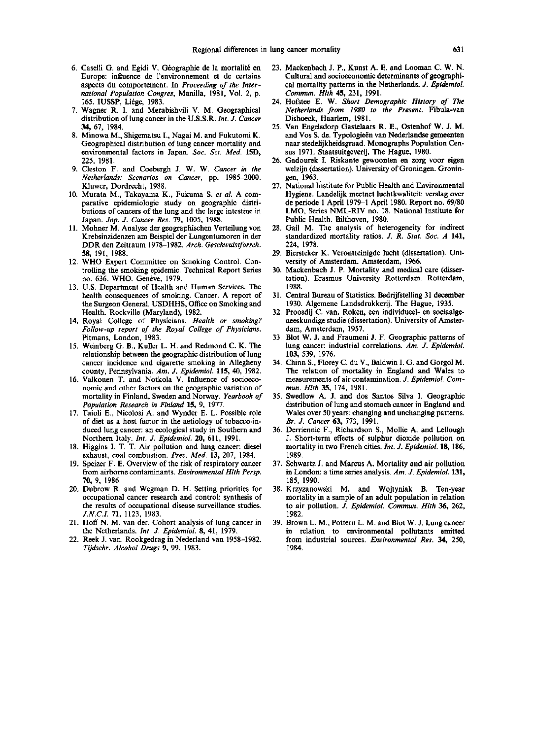6. Caselli G. and Egidi V. Géographie de la mortalité en Europe: influence de l'environnement et de certains aspects du comportement. In *Proceeding of the International Population Congres*, Manilla, 1981, Vol. 2, p. 165. IUSSP, Liège, 1983.
7. Wagner R. I. and Merabishvili V. M. Geographical distribution of lung cancer in the U.S.S.R. *Int. J. Cancer* **34**, 67, 1984.
8. Minowa M., Shigematsu I., Nagai M. and Fukutomi K. Geographical distribution of lung cancer mortality and environmental factors in Japan. *Soc. Sci. Med.* **15D**, 225, 1981.
9. Cleston F. and Coebergh J. W. W. *Cancer in the Netherlands: Scenarios on Cancer*, pp. 1985–2000. Kluwer, Dordrecht, 1988.
10. Murata M., Takayama K., Fukuma S. *et al.* A comparative epidemiologic study on geographic distributions of cancers of the lung and the large intestine in Japan. *Jap. J. Cancer Res.* **79**, 1005, 1988.
11. Mohner M. Analyse der geographischen Verteilung von Krebsinzidenzen am Beispiel der Lungentumoren in der DDR den Zeitraum 1978–1982. *Arch. Geschwulstforsch.* **58**, 191, 1988.
12. WHO Expert Committee on Smoking Control. Controlling the smoking epidemic. Technical Report Series no. 636. WHO. Genève, 1979.
13. U.S. Department of Health and Human Services. The health consequences of smoking. Cancer. A report of the Surgeon General. USDHHS, Office on Smoking and Health. Rockville (Maryland), 1982.
14. Royal College of Physicians. *Health or smoking? Follow-up report of the Royal College of Physicians.* Pitmans, London, 1983.
15. Weinberg G. B., Kuller L. H. and Redmond C. K. The relationship between the geographic distribution of lung cancer incidence and cigarette smoking in Allegheny county, Pennsylvania. *Am. J. Epidemiol.* **115**, 40, 1982.
16. Valkonen T. and Notkola V. Influence of socioeconomic and other factors on the geographic variation of mortality in Finland, Sweden and Norway. *Yearbook of Population Research in Finland* **15**, 9, 1977.
17. Taioli E., Nicolosi A. and Wynder E. L. Possible role of diet as a host factor in the aetiology of tobacco-induced lung cancer: an ecological study in Southern and Northern Italy. *Int. J. Epidemiol.* **20**, 611, 1991.
18. Higgins I. T. T. Air pollution and lung cancer: diesel exhaust, coal combustion. *Prev. Med.* **13**, 207, 1984.
19. Speizer F. E. Overview of the risk of respiratory cancer from airborne contaminants. *Environmental Hlth Persp.* **70**, 9, 1986.
20. Dubrow R. and Wegman D. H. Setting priorities for occupational cancer research and control: synthesis of the results of occupational disease surveillance studies. *J.N.C.I.* **71**, 1123, 1983.
21. Hoff N. M. van der. Cohort analysis of lung cancer in the Netherlands. *Int. J. Epidemiol.* **8**, 41, 1979.
22. Reek J. van. Rookgedrag in Nederland van 1958–1982. *Tijdschr. Alcohol Drugs* **9**, 99, 1983.
23. Mackenbach J. P., Kunst A. E. and Looman C. W. N. Cultural and socioeconomic determinants of geographical mortality patterns in the Netherlands. *J. Epidemiol. Commun. Hlth* **45**, 231, 1991.
24. Hofstee E. W. *Short Demographic History of The Netherlands from 1980 to the Present.* Fibula-van Dishoeck, Haarlem, 1981.
25. Van Engelsdorp Gastelaars R. E., Ostenhof W. J. M. and Vos S. de. Typologieën van Nederlandse gemeenten naar stedelijkheidsgraad. Monographs Population Census 1971. Staatsuitgeverij, The Hague, 1980.
26. Gadourek I. Riskante gewoonten en zorg voor eigen welzijn (dissertation). University of Groningen. Groningen, 1963.
27. National Institute for Public Health and Environmental Hygiene. Landelijk meetnet luchtkwaliteit: verslag over de periode 1 April 1979–1 April 1980. Report no. 69/80 LMO, Series NML-RIV no. 18. National Institute for Public Health. Bilthoven, 1980.
28. Gail M. The analysis of heterogeneity for indirect standardized mortality ratios. *J. R. Stat. Soc. A* **141**, 224, 1978.
29. Biersteker K. Verontreinigde lucht (dissertation). University of Amsterdam. Amsterdam, 1966.
30. Mackenbach J. P. Mortality and medical care (dissertation). Erasmus University Rotterdam. Rotterdam, 1988.
31. Central Bureau of Statistics. Bedrijfstelling 31 december 1930. Algemene Landsdrukkerij. The Hague, 1935.
32. Proosdij C. van. Roken, een individueel- en sociaalgeneeskundige studie (dissertation). University of Amsterdam, Amsterdam, 1957.
33. Blot W. J. and Fraumeni J. F. Geographic patterns of lung cancer: industrial correlations. *Am. J. Epidemiol.* **103**, 539, 1976.
34. Chinn S., Florey C. du V., Baldwin I. G. and Gorgol M. The relation of mortality in England and Wales to measurements of air contamination. *J. Epidemiol. Commun. Hlth* **35**, 174, 1981.
35. Swedlow A. J. and dos Santos Silva I. Geographic distribution of lung and stomach cancer in England and Wales over 50 years: changing and unchanging patterns. *Br. J. Cancer* **63**, 773, 1991.
36. Derriennic F., Richardson S., Mollie A. and Lellough J. Short-term effects of sulphur dioxide pollution on mortality in two French cities. *Int. J. Epidemiol.* **18**, 186, 1989.
37. Schwartz J. and Marcus A. Mortality and air pollution in London: a time series analysis. *Am. J. Epidemiol.* **131**, 185, 1990.
38. Krzyzanowski M. and Wojtyniak B. Ten-year mortality in a sample of an adult population in relation to air pollution. *J. Epidemiol. Commun. Hlth* **36**, 262, 1982.
39. Brown L. M., Pottern L. M. and Blot W. J. Lung cancer in relation to environmental pollutants emitted from industrial sources. *Environmental Res.* **34**, 250, 1984.